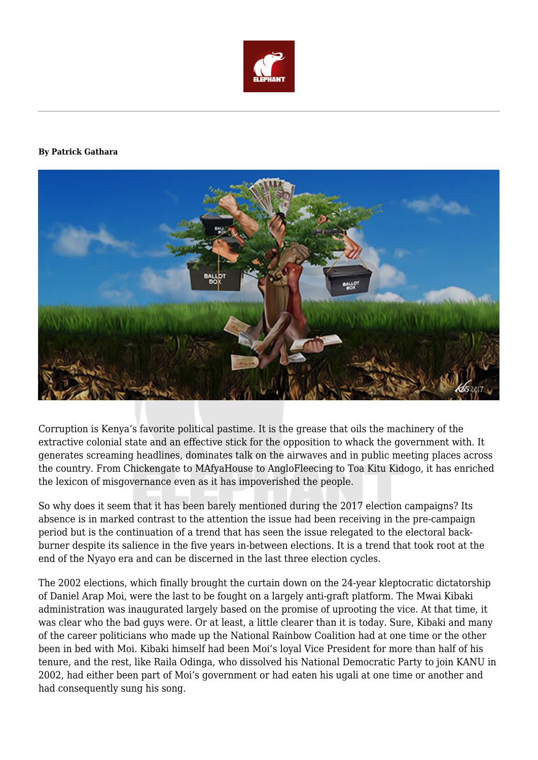**By Patrick Gathara**

Corruption is Kenya's favorite political pastime. It is the grease that oils the machinery of the extractive colonial state and an effective stick for the opposition to whack the government with. It generates screaming headlines, dominates talk on the airwaves and in public meeting places across the country. From Chickengate to MAfyaHouse to AngloFleecing to Toa Kitu Kidogo, it has enriched the lexicon of misgovernance even as it has impoverished the people.

So why does it seem that it has been barely mentioned during the 2017 election campaigns? Its absence is in marked contrast to the attention the issue had been receiving in the pre-campaign period but is the continuation of a trend that has seen the issue relegated to the electoral back-burner despite its salience in the five years in-between elections. It is a trend that took root at the end of the Nyayo era and can be discerned in the last three election cycles.

The 2002 elections, which finally brought the curtain down on the 24-year kleptocratic dictatorship of Daniel Arap Moi, were the last to be fought on a largely anti-graft platform. The Mwai Kibaki administration was inaugurated largely based on the promise of uprooting the vice. At that time, it was clear who the bad guys were. Or at least, a little clearer than it is today. Sure, Kibaki and many of the career politicians who made up the National Rainbow Coalition had at one time or the other been in bed with Moi. Kibaki himself had been Moi's loyal Vice President for more than half of his tenure, and the rest, like Raila Odinga, who dissolved his National Democratic Party to join KANU in 2002, had either been part of Moi's government or had eaten his ugali at one time or another and had consequently sung his song.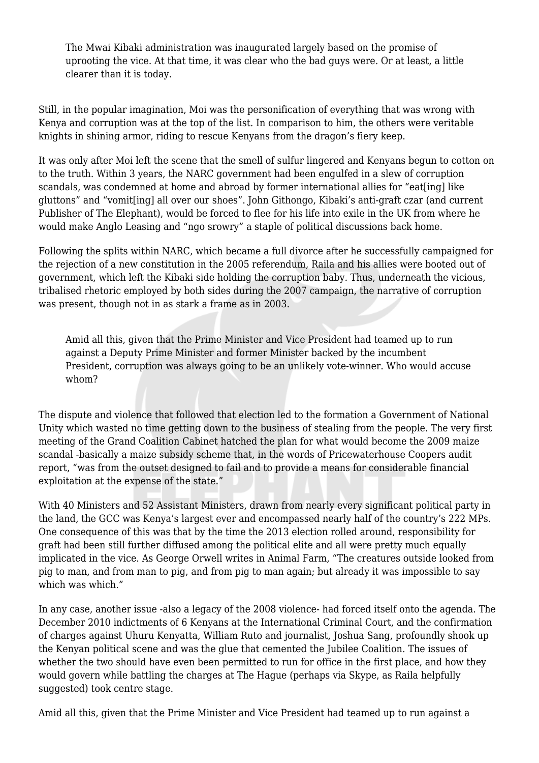> The Mwai Kibaki administration was inaugurated largely based on the promise of uprooting the vice. At that time, it was clear who the bad guys were. Or at least, a little clearer than it is today.

Still, in the popular imagination, Moi was the personification of everything that was wrong with Kenya and corruption was at the top of the list. In comparison to him, the others were veritable knights in shining armor, riding to rescue Kenyans from the dragon's fiery keep.

It was only after Moi left the scene that the smell of sulfur lingered and Kenyans begun to cotton on to the truth. Within 3 years, the NARC government had been engulfed in a slew of corruption scandals, was condemned at home and abroad by former international allies for "eat[ing] like gluttons" and "vomit[ing] all over our shoes". John Githongo, Kibaki's anti-graft czar (and current Publisher of The Elephant), would be forced to flee for his life into exile in the UK from where he would make Anglo Leasing and "ngo srowry" a staple of political discussions back home.

Following the splits within NARC, which became a full divorce after he successfully campaigned for the rejection of a new constitution in the 2005 referendum, Raila and his allies were booted out of government, which left the Kibaki side holding the corruption baby. Thus, underneath the vicious, tribalised rhetoric employed by both sides during the 2007 campaign, the narrative of corruption was present, though not in as stark a frame as in 2003.

> Amid all this, given that the Prime Minister and Vice President had teamed up to run against a Deputy Prime Minister and former Minister backed by the incumbent President, corruption was always going to be an unlikely vote-winner. Who would accuse whom?

The dispute and violence that followed that election led to the formation a Government of National Unity which wasted no time getting down to the business of stealing from the people. The very first meeting of the Grand Coalition Cabinet hatched the plan for what would become the 2009 maize scandal -basically a maize subsidy scheme that, in the words of Pricewaterhouse Coopers audit report, "was from the outset designed to fail and to provide a means for considerable financial exploitation at the expense of the state."

With 40 Ministers and 52 Assistant Ministers, drawn from nearly every significant political party in the land, the GCC was Kenya's largest ever and encompassed nearly half of the country's 222 MPs. One consequence of this was that by the time the 2013 election rolled around, responsibility for graft had been still further diffused among the political elite and all were pretty much equally implicated in the vice. As George Orwell writes in Animal Farm, "The creatures outside looked from pig to man, and from man to pig, and from pig to man again; but already it was impossible to say which was which."

In any case, another issue -also a legacy of the 2008 violence- had forced itself onto the agenda. The December 2010 indictments of 6 Kenyans at the International Criminal Court, and the confirmation of charges against Uhuru Kenyatta, William Ruto and journalist, Joshua Sang, profoundly shook up the Kenyan political scene and was the glue that cemented the Jubilee Coalition. The issues of whether the two should have even been permitted to run for office in the first place, and how they would govern while battling the charges at The Hague (perhaps via Skype, as Raila helpfully suggested) took centre stage.

Amid all this, given that the Prime Minister and Vice President had teamed up to run against a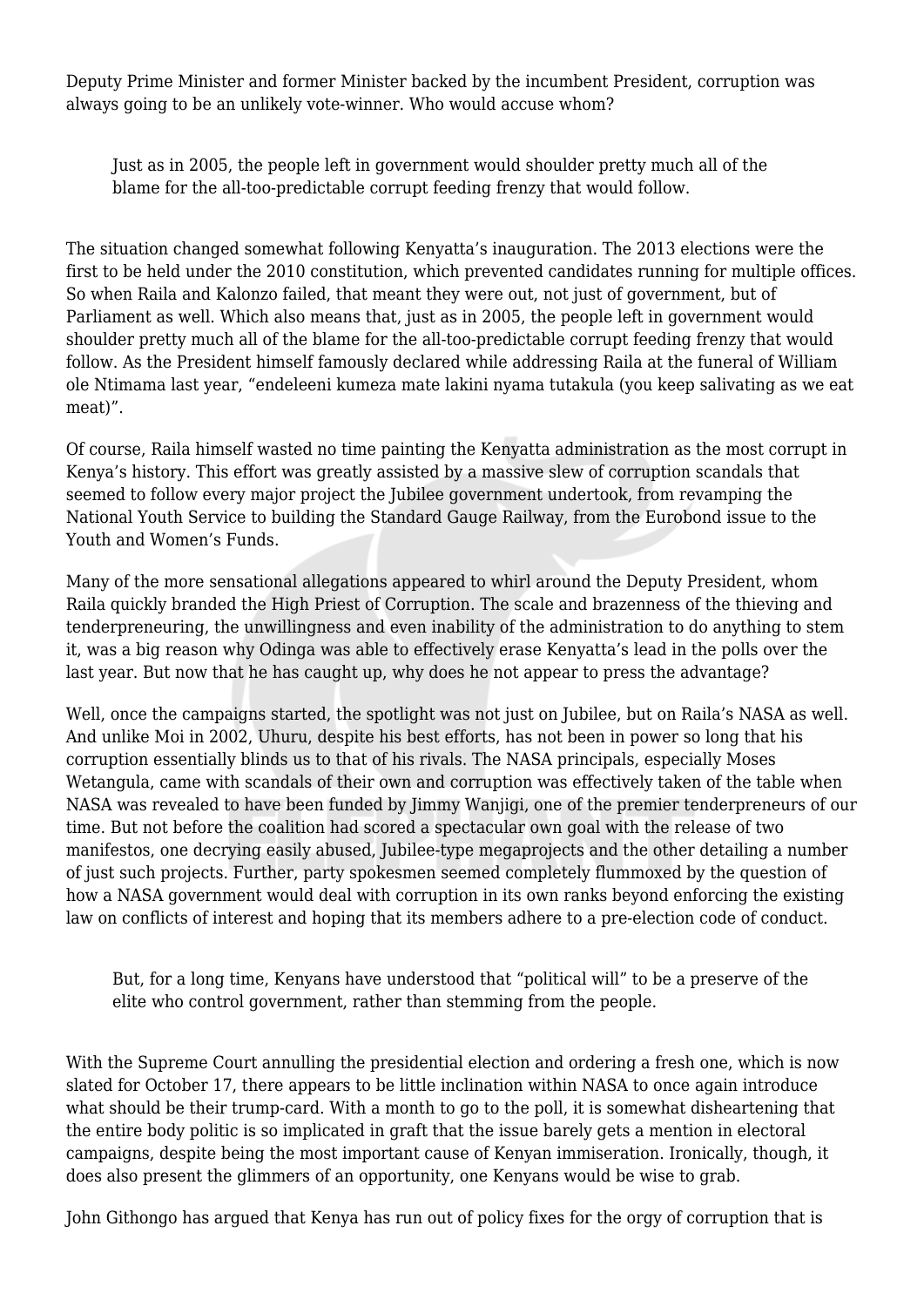Deputy Prime Minister and former Minister backed by the incumbent President, corruption was always going to be an unlikely vote-winner. Who would accuse whom?

> Just as in 2005, the people left in government would shoulder pretty much all of the blame for the all-too-predictable corrupt feeding frenzy that would follow.

The situation changed somewhat following Kenyatta's inauguration. The 2013 elections were the first to be held under the 2010 constitution, which prevented candidates running for multiple offices. So when Raila and Kalonzo failed, that meant they were out, not just of government, but of Parliament as well. Which also means that, just as in 2005, the people left in government would shoulder pretty much all of the blame for the all-too-predictable corrupt feeding frenzy that would follow. As the President himself famously declared while addressing Raila at the funeral of William ole Ntimama last year, "endeleeni kumeza mate lakini nyama tutakula (you keep salivating as we eat meat)".

Of course, Raila himself wasted no time painting the Kenyatta administration as the most corrupt in Kenya's history. This effort was greatly assisted by a massive slew of corruption scandals that seemed to follow every major project the Jubilee government undertook, from revamping the National Youth Service to building the Standard Gauge Railway, from the Eurobond issue to the Youth and Women's Funds.

Many of the more sensational allegations appeared to whirl around the Deputy President, whom Raila quickly branded the High Priest of Corruption. The scale and brazenness of the thieving and tenderpreneuring, the unwillingness and even inability of the administration to do anything to stem it, was a big reason why Odinga was able to effectively erase Kenyatta's lead in the polls over the last year. But now that he has caught up, why does he not appear to press the advantage?

Well, once the campaigns started, the spotlight was not just on Jubilee, but on Raila's NASA as well. And unlike Moi in 2002, Uhuru, despite his best efforts, has not been in power so long that his corruption essentially blinds us to that of his rivals. The NASA principals, especially Moses Wetangula, came with scandals of their own and corruption was effectively taken of the table when NASA was revealed to have been funded by Jimmy Wanjigi, one of the premier tenderpreneurs of our time. But not before the coalition had scored a spectacular own goal with the release of two manifestos, one decrying easily abused, Jubilee-type megaprojects and the other detailing a number of just such projects. Further, party spokesmen seemed completely flummoxed by the question of how a NASA government would deal with corruption in its own ranks beyond enforcing the existing law on conflicts of interest and hoping that its members adhere to a pre-election code of conduct.

> But, for a long time, Kenyans have understood that "political will" to be a preserve of the elite who control government, rather than stemming from the people.

With the Supreme Court annulling the presidential election and ordering a fresh one, which is now slated for October 17, there appears to be little inclination within NASA to once again introduce what should be their trump-card. With a month to go to the poll, it is somewhat disheartening that the entire body politic is so implicated in graft that the issue barely gets a mention in electoral campaigns, despite being the most important cause of Kenyan immiseration. Ironically, though, it does also present the glimmers of an opportunity, one Kenyans would be wise to grab.

John Githongo has argued that Kenya has run out of policy fixes for the orgy of corruption that is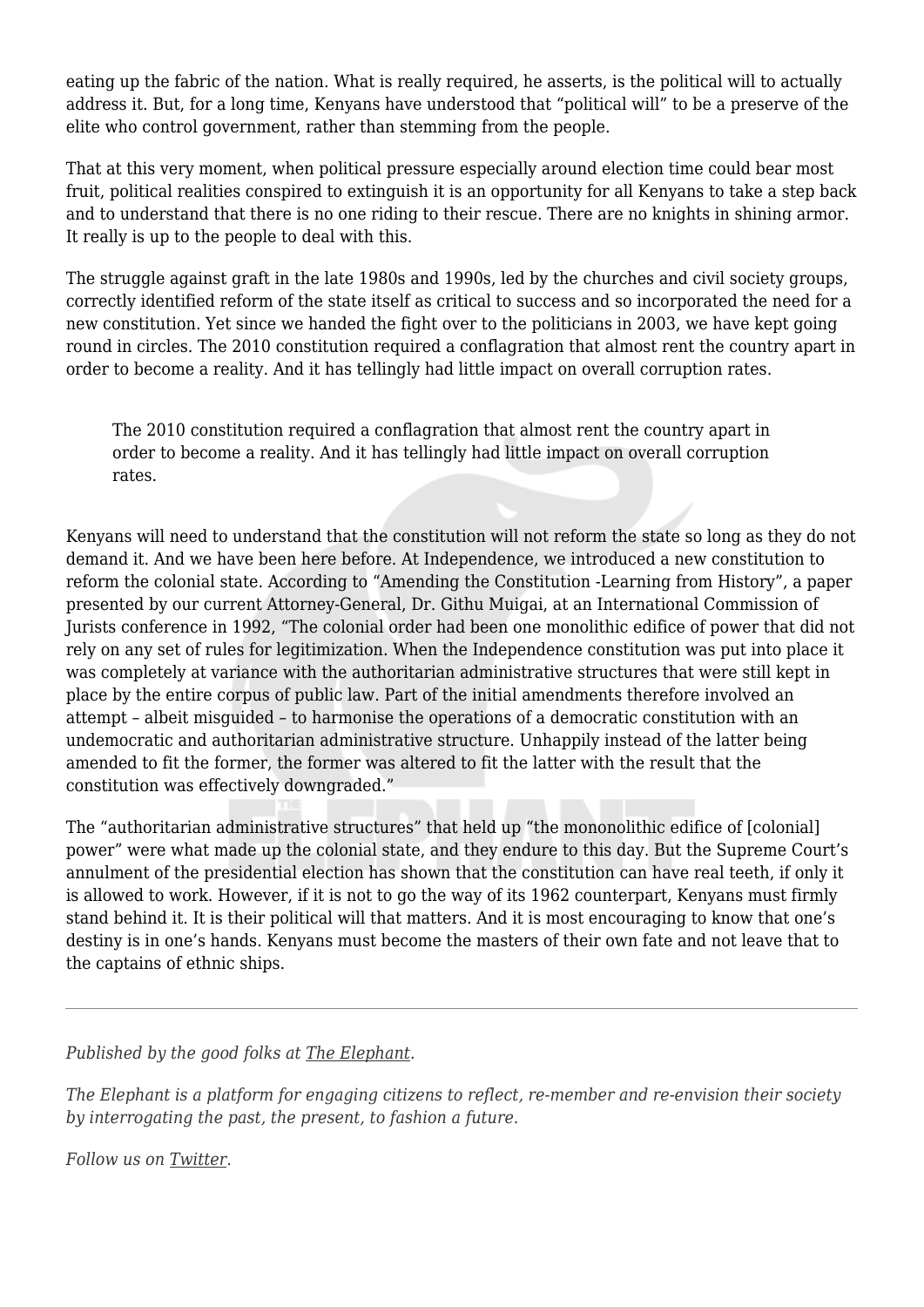eating up the fabric of the nation. What is really required, he asserts, is the political will to actually address it. But, for a long time, Kenyans have understood that "political will" to be a preserve of the elite who control government, rather than stemming from the people.

That at this very moment, when political pressure especially around election time could bear most fruit, political realities conspired to extinguish it is an opportunity for all Kenyans to take a step back and to understand that there is no one riding to their rescue. There are no knights in shining armor. It really is up to the people to deal with this.

The struggle against graft in the late 1980s and 1990s, led by the churches and civil society groups, correctly identified reform of the state itself as critical to success and so incorporated the need for a new constitution. Yet since we handed the fight over to the politicians in 2003, we have kept going round in circles. The 2010 constitution required a conflagration that almost rent the country apart in order to become a reality. And it has tellingly had little impact on overall corruption rates.

> The 2010 constitution required a conflagration that almost rent the country apart in order to become a reality. And it has tellingly had little impact on overall corruption rates.

Kenyans will need to understand that the constitution will not reform the state so long as they do not demand it. And we have been here before. At Independence, we introduced a new constitution to reform the colonial state. According to "Amending the Constitution -Learning from History", a paper presented by our current Attorney-General, Dr. Githu Muigai, at an International Commission of Jurists conference in 1992, "The colonial order had been one monolithic edifice of power that did not rely on any set of rules for legitimization. When the Independence constitution was put into place it was completely at variance with the authoritarian administrative structures that were still kept in place by the entire corpus of public law. Part of the initial amendments therefore involved an attempt – albeit misguided – to harmonise the operations of a democratic constitution with an undemocratic and authoritarian administrative structure. Unhappily instead of the latter being amended to fit the former, the former was altered to fit the latter with the result that the constitution was effectively downgraded."

The "authoritarian administrative structures" that held up "the mononolithic edifice of [colonial] power" were what made up the colonial state, and they endure to this day. But the Supreme Court's annulment of the presidential election has shown that the constitution can have real teeth, if only it is allowed to work. However, if it is not to go the way of its 1962 counterpart, Kenyans must firmly stand behind it. It is their political will that matters. And it is most encouraging to know that one's destiny is in one's hands. Kenyans must become the masters of their own fate and not leave that to the captains of ethnic ships.

---

*Published by the good folks at The Elephant.*

*The Elephant is a platform for engaging citizens to reflect, re-member and re-envision their society by interrogating the past, the present, to fashion a future.*

*Follow us on Twitter.*